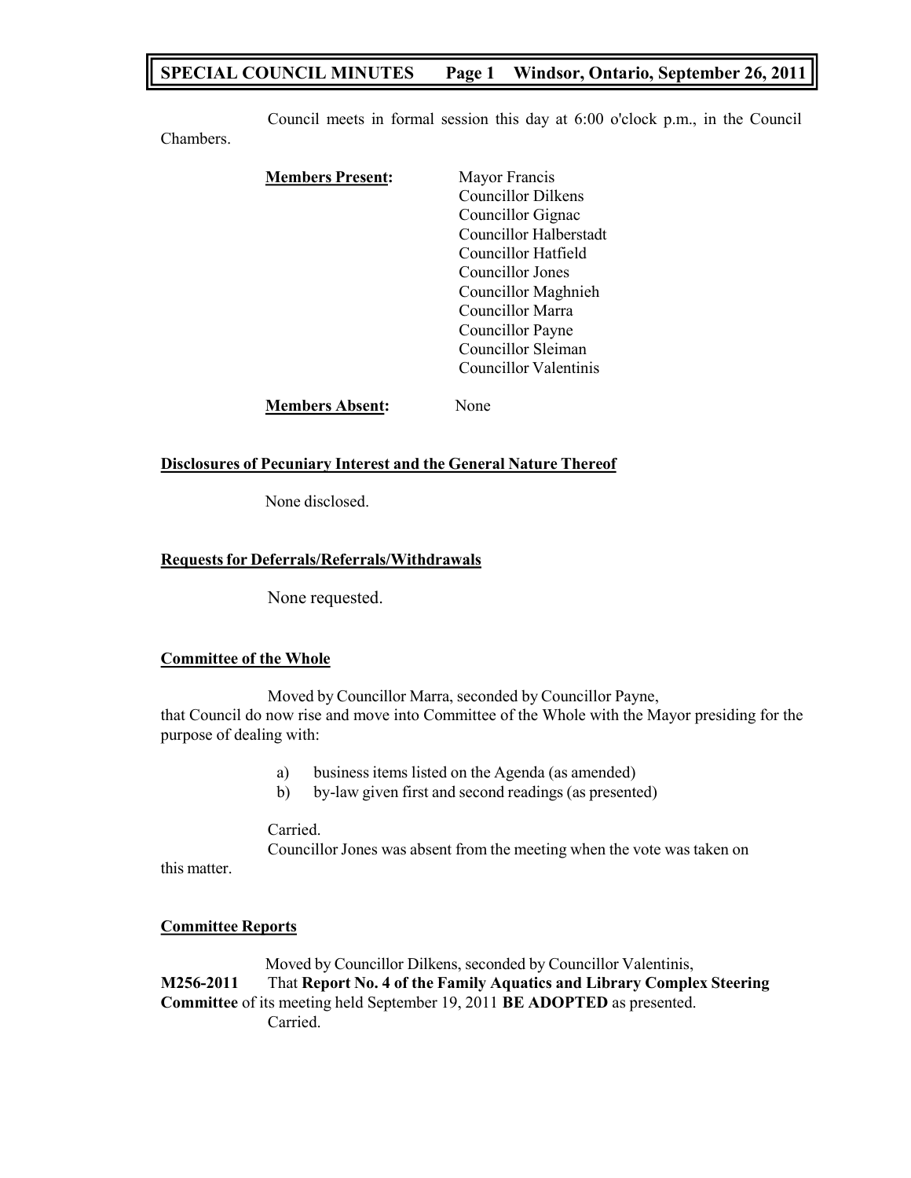Council meets in formal session this day at 6:00 o'clock p.m., in the Council Chambers.

**Members Present:**
Mayor Francis
Councillor Dilkens
Councillor Gignac
Councillor Halberstadt
Councillor Hatfield
Councillor Jones
Councillor Maghnieh
Councillor Marra
Councillor Payne
Councillor Sleiman
Councillor Valentinis

**Members Absent:** None

### Disclosures of Pecuniary Interest and the General Nature Thereof

None disclosed.

### Requests for Deferrals/Referrals/Withdrawals

None requested.

### Committee of the Whole

Moved by Councillor Marra, seconded by Councillor Payne, that Council do now rise and move into Committee of the Whole with the Mayor presiding for the purpose of dealing with:

a) business items listed on the Agenda (as amended)
b) by-law given first and second readings (as presented)

Carried.

Councillor Jones was absent from the meeting when the vote was taken on this matter.

### Committee Reports

Moved by Councillor Dilkens, seconded by Councillor Valentinis,

**M256-2011** That **Report No. 4 of the Family Aquatics and Library Complex Steering Committee** of its meeting held September 19, 2011 **BE ADOPTED** as presented.

Carried.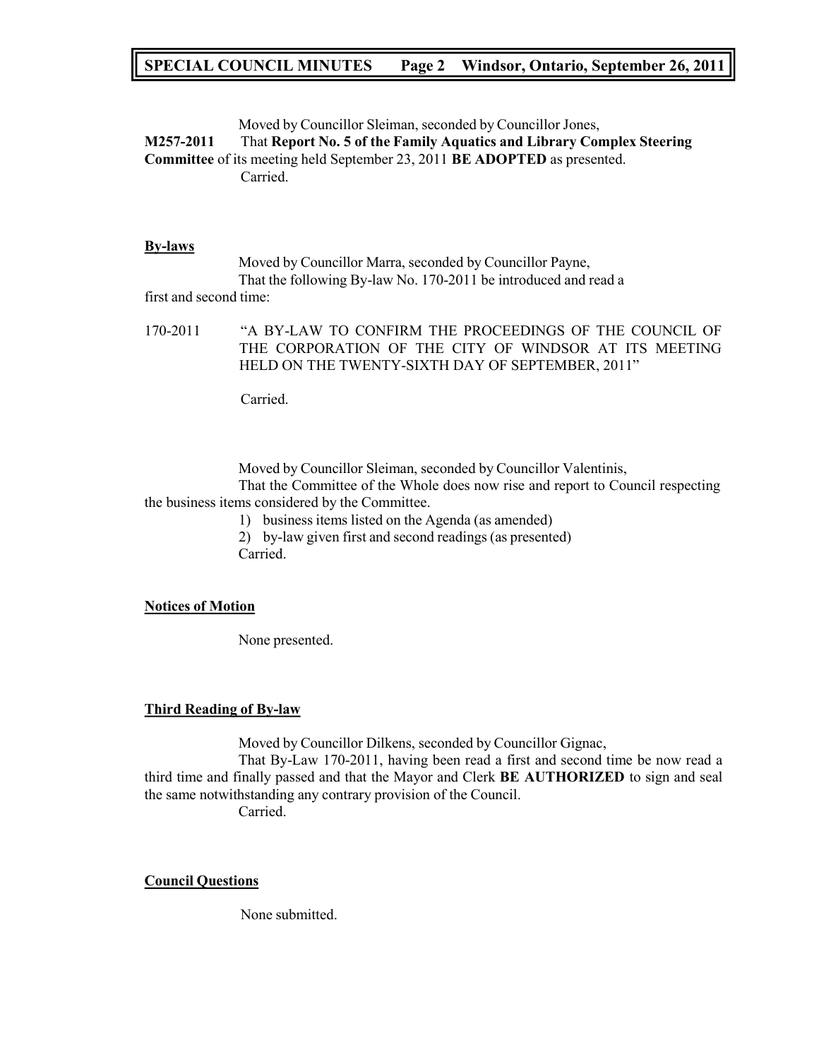Moved by Councillor Sleiman, seconded by Councillor Jones,

**M257-2011** That **Report No. 5 of the Family Aquatics and Library Complex Steering Committee** of its meeting held September 23, 2011 **BE ADOPTED** as presented.

Carried.

**By-laws**

Moved by Councillor Marra, seconded by Councillor Payne,

That the following By-law No. 170-2011 be introduced and read a first and second time:

170-2011 "A BY-LAW TO CONFIRM THE PROCEEDINGS OF THE COUNCIL OF THE CORPORATION OF THE CITY OF WINDSOR AT ITS MEETING HELD ON THE TWENTY-SIXTH DAY OF SEPTEMBER, 2011"

Carried.

Moved by Councillor Sleiman, seconded by Councillor Valentinis,

That the Committee of the Whole does now rise and report to Council respecting the business items considered by the Committee.

1) business items listed on the Agenda (as amended)
2) by-law given first and second readings (as presented)

Carried.

**Notices of Motion**

None presented.

**Third Reading of By-law**

Moved by Councillor Dilkens, seconded by Councillor Gignac,

That By-Law 170-2011, having been read a first and second time be now read a third time and finally passed and that the Mayor and Clerk **BE AUTHORIZED** to sign and seal the same notwithstanding any contrary provision of the Council.

Carried.

**Council Questions**

None submitted.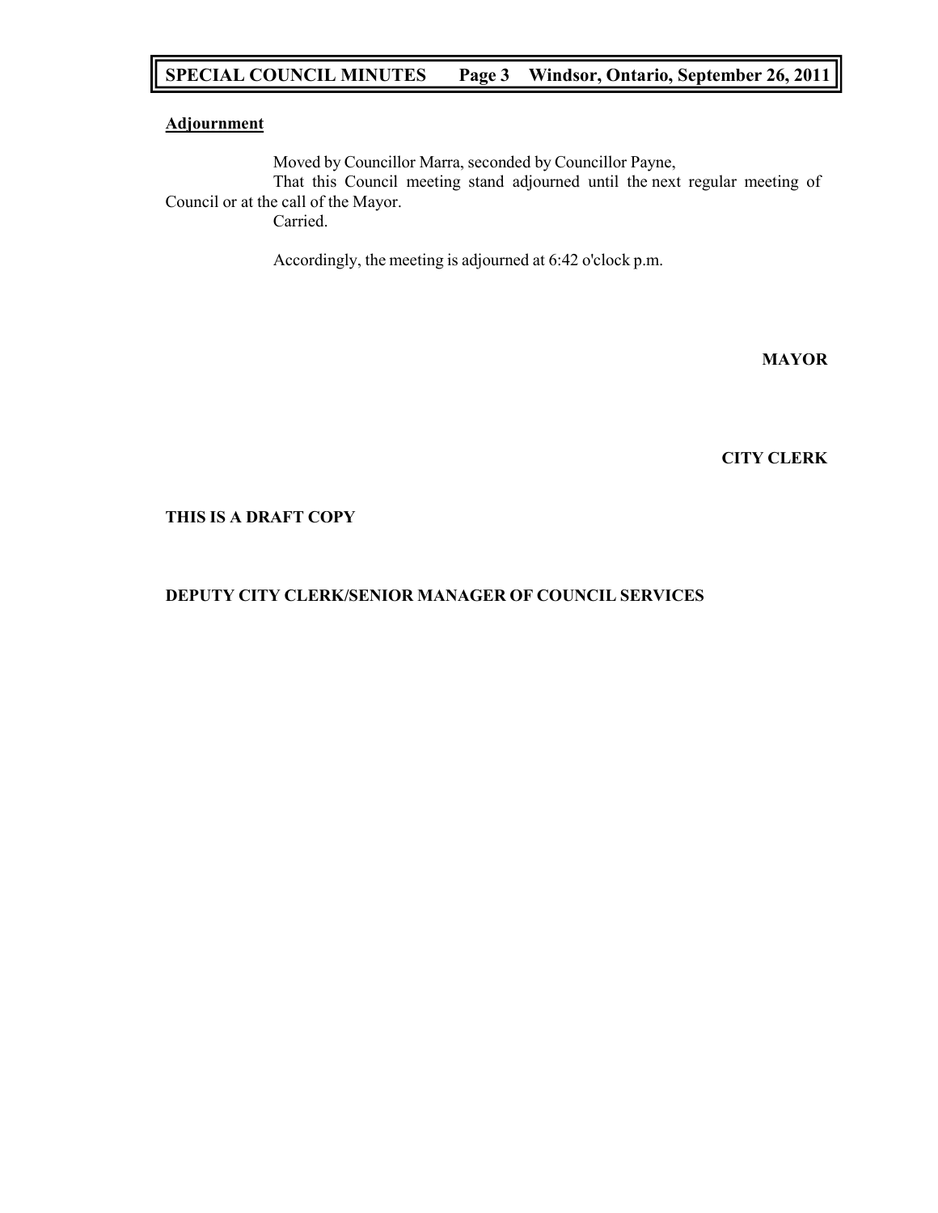**Adjournment**

Moved by Councillor Marra, seconded by Councillor Payne,

That this Council meeting stand adjourned until the next regular meeting of Council or at the call of the Mayor.

Carried.

Accordingly, the meeting is adjourned at 6:42 o'clock p.m.

**MAYOR**

**CITY CLERK**

**THIS IS A DRAFT COPY**

**DEPUTY CITY CLERK/SENIOR MANAGER OF COUNCIL SERVICES**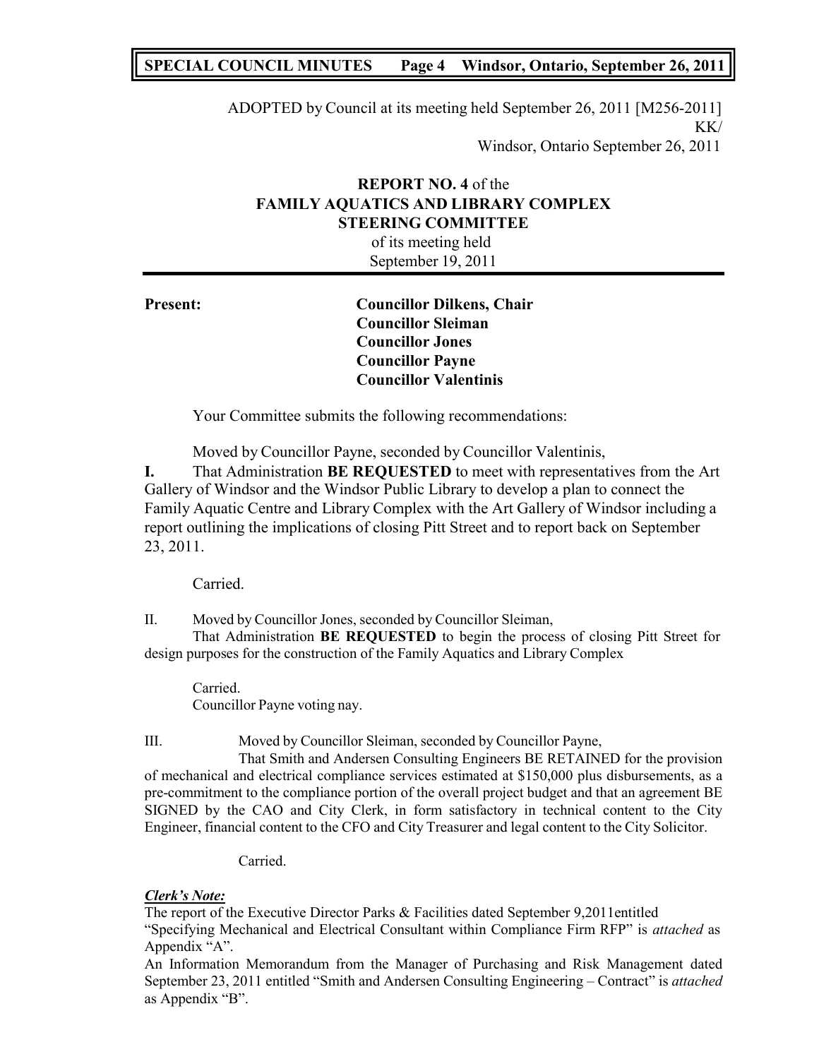ADOPTED by Council at its meeting held September 26, 2011 [M256-2011]
KK/
Windsor, Ontario September 26, 2011

**REPORT NO. 4** of the
**FAMILY AQUATICS AND LIBRARY COMPLEX STEERING COMMITTEE**
of its meeting held
September 19, 2011

**Present:** **Councillor Dilkens, Chair**
**Councillor Sleiman**
**Councillor Jones**
**Councillor Payne**
**Councillor Valentinis**

Your Committee submits the following recommendations:

Moved by Councillor Payne, seconded by Councillor Valentinis,

**I.** That Administration **BE REQUESTED** to meet with representatives from the Art Gallery of Windsor and the Windsor Public Library to develop a plan to connect the Family Aquatic Centre and Library Complex with the Art Gallery of Windsor including a report outlining the implications of closing Pitt Street and to report back on September 23, 2011.

Carried.

II. Moved by Councillor Jones, seconded by Councillor Sleiman,

That Administration **BE REQUESTED** to begin the process of closing Pitt Street for design purposes for the construction of the Family Aquatics and Library Complex

Carried.
Councillor Payne voting nay.

III. Moved by Councillor Sleiman, seconded by Councillor Payne,

That Smith and Andersen Consulting Engineers BE RETAINED for the provision of mechanical and electrical compliance services estimated at $150,000 plus disbursements, as a pre-commitment to the compliance portion of the overall project budget and that an agreement BE SIGNED by the CAO and City Clerk, in form satisfactory in technical content to the City Engineer, financial content to the CFO and City Treasurer and legal content to the City Solicitor.

Carried.

***Clerk's Note:***

The report of the Executive Director Parks & Facilities dated September 9,2011entitled "Specifying Mechanical and Electrical Consultant within Compliance Firm RFP" is *attached* as Appendix "A".

An Information Memorandum from the Manager of Purchasing and Risk Management dated September 23, 2011 entitled "Smith and Andersen Consulting Engineering – Contract" is *attached* as Appendix "B".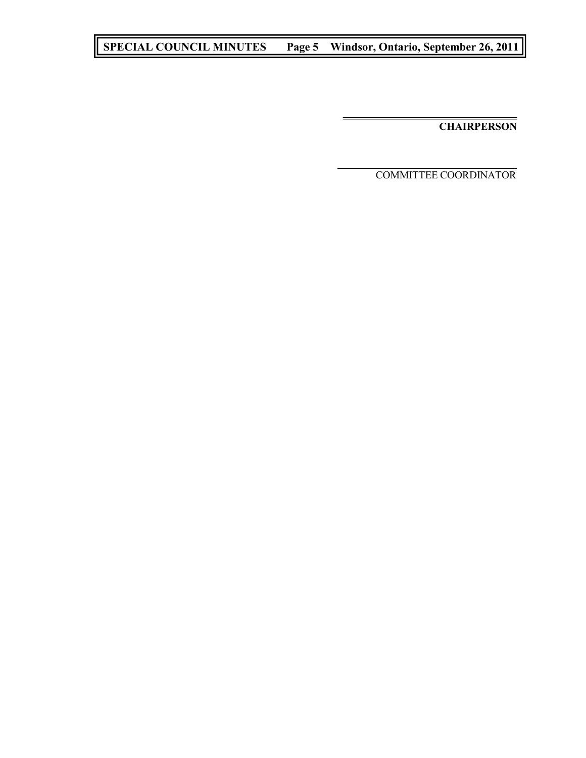**CHAIRPERSON**

COMMITTEE COORDINATOR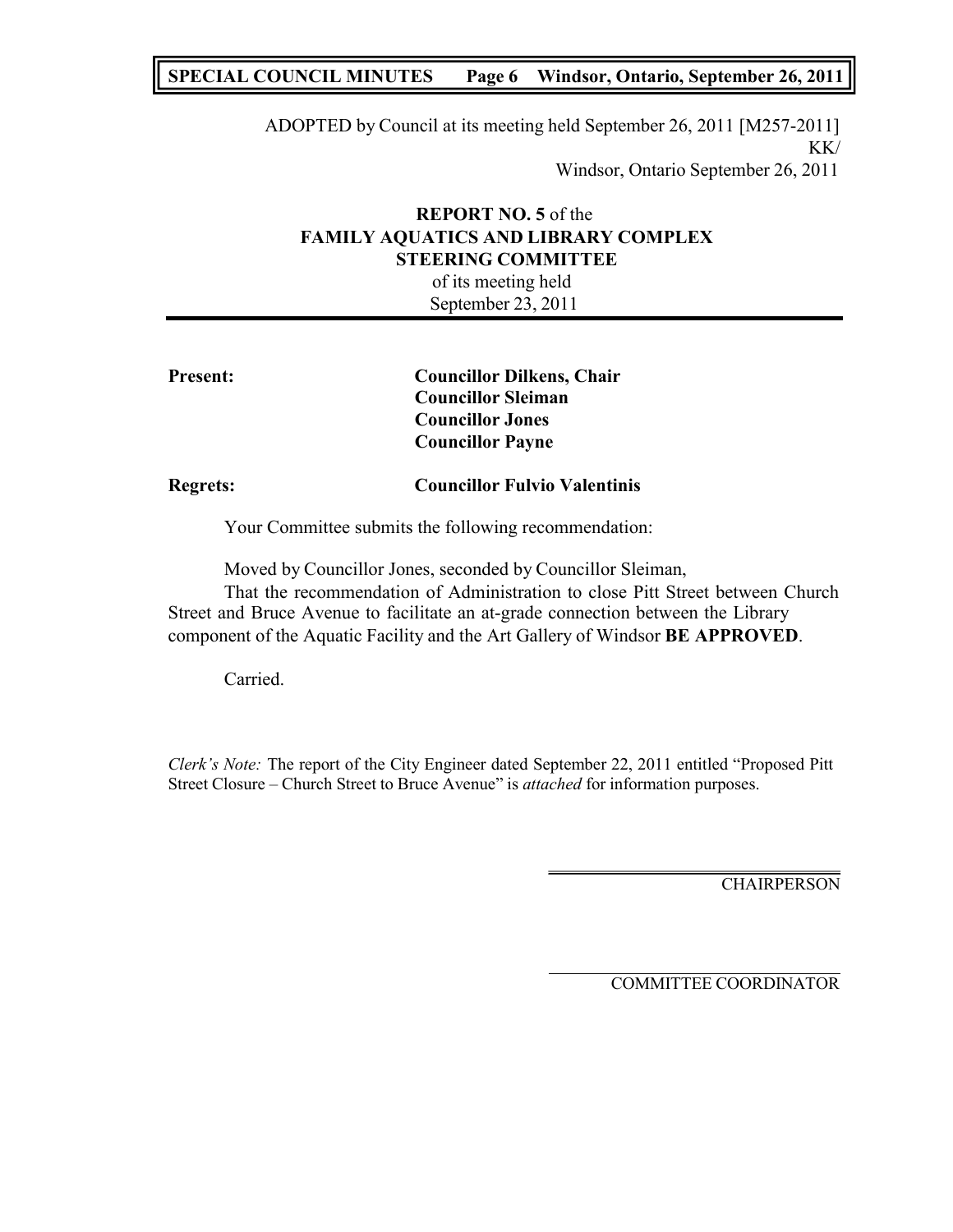ADOPTED by Council at its meeting held September 26, 2011 [M257-2011]
KK/
Windsor, Ontario September 26, 2011

**REPORT NO. 5** of the
**FAMILY AQUATICS AND LIBRARY COMPLEX STEERING COMMITTEE**
of its meeting held
September 23, 2011

| | |
|---|---|
| **Present:** | **Councillor Dilkens, Chair** |
| | **Councillor Sleiman** |
| | **Councillor Jones** |
| | **Councillor Payne** |
| **Regrets:** | **Councillor Fulvio Valentinis** |

Your Committee submits the following recommendation:

Moved by Councillor Jones, seconded by Councillor Sleiman,

That the recommendation of Administration to close Pitt Street between Church Street and Bruce Avenue to facilitate an at-grade connection between the Library component of the Aquatic Facility and the Art Gallery of Windsor **BE APPROVED**.

Carried.

*Clerk's Note:* The report of the City Engineer dated September 22, 2011 entitled "Proposed Pitt Street Closure – Church Street to Bruce Avenue" is *attached* for information purposes.

CHAIRPERSON

COMMITTEE COORDINATOR